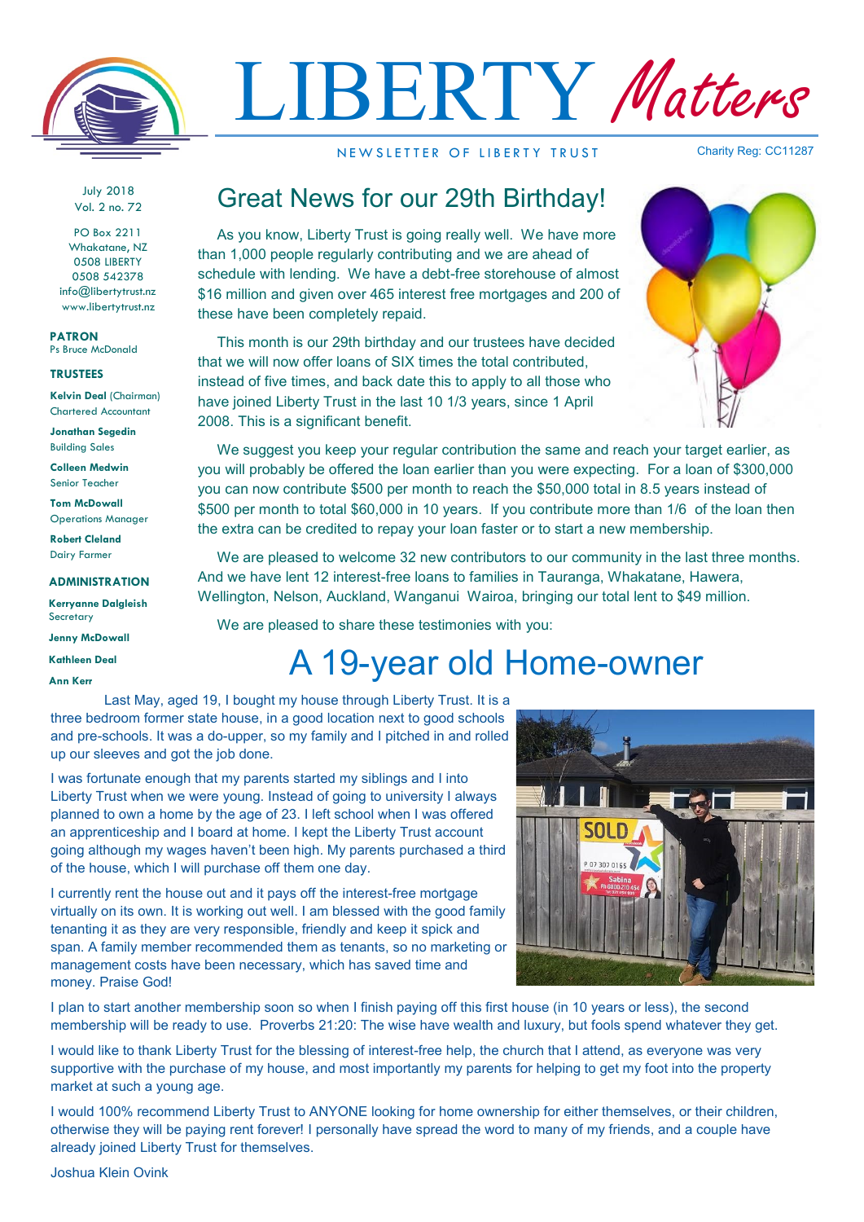# LIBERTY *Matters*

NEWSLETTER OF LIBERTY TRUST

Charity Reg: CC11287

July 2018
Vol. 2 no. 72

PO Box 2211
Whakatane, NZ
0508 LIBERTY
0508 542378
info@libertytrust.nz
www.libertytrust.nz

**PATRON**
Ps Bruce McDonald

**TRUSTEES**

**Kelvin Deal** (Chairman)
Chartered Accountant

**Jonathan Segedin**
Building Sales

**Colleen Medwin**
Senior Teacher

**Tom McDowall**
Operations Manager

**Robert Cleland**
Dairy Farmer

**ADMINISTRATION**

**Kerryanne Dalgleish**
Secretary

**Jenny McDowall**

**Kathleen Deal**

**Ann Kerr**

## Great News for our 29th Birthday!

As you know, Liberty Trust is going really well. We have more than 1,000 people regularly contributing and we are ahead of schedule with lending. We have a debt-free storehouse of almost $16 million and given over 465 interest free mortgages and 200 of these have been completely repaid.

This month is our 29th birthday and our trustees have decided that we will now offer loans of SIX times the total contributed, instead of five times, and back date this to apply to all those who have joined Liberty Trust in the last 10 1/3 years, since 1 April 2008. This is a significant benefit.

We suggest you keep your regular contribution the same and reach your target earlier, as you will probably be offered the loan earlier than you were expecting. For a loan of $300,000 you can now contribute $500 per month to reach the $50,000 total in 8.5 years instead of $500 per month to total $60,000 in 10 years. If you contribute more than 1/6 of the loan then the extra can be credited to repay your loan faster or to start a new membership.

We are pleased to welcome 32 new contributors to our community in the last three months. And we have lent 12 interest-free loans to families in Tauranga, Whakatane, Hawera, Wellington, Nelson, Auckland, Wanganui Wairoa, bringing our total lent to $49 million.

We are pleased to share these testimonies with you:

## A 19-year old Home-owner

Last May, aged 19, I bought my house through Liberty Trust. It is a three bedroom former state house, in a good location next to good schools and pre-schools. It was a do-upper, so my family and I pitched in and rolled up our sleeves and got the job done.

I was fortunate enough that my parents started my siblings and I into Liberty Trust when we were young. Instead of going to university I always planned to own a home by the age of 23. I left school when I was offered an apprenticeship and I board at home. I kept the Liberty Trust account going although my wages haven't been high. My parents purchased a third of the house, which I will purchase off them one day.

I currently rent the house out and it pays off the interest-free mortgage virtually on its own. It is working out well. I am blessed with the good family tenanting it as they are very responsible, friendly and keep it spick and span. A family member recommended them as tenants, so no marketing or management costs have been necessary, which has saved time and money. Praise God!

I plan to start another membership soon so when I finish paying off this first house (in 10 years or less), the second membership will be ready to use. Proverbs 21:20: The wise have wealth and luxury, but fools spend whatever they get.

I would like to thank Liberty Trust for the blessing of interest-free help, the church that I attend, as everyone was very supportive with the purchase of my house, and most importantly my parents for helping to get my foot into the property market at such a young age.

I would 100% recommend Liberty Trust to ANYONE looking for home ownership for either themselves, or their children, otherwise they will be paying rent forever! I personally have spread the word to many of my friends, and a couple have already joined Liberty Trust for themselves.

Joshua Klein Ovink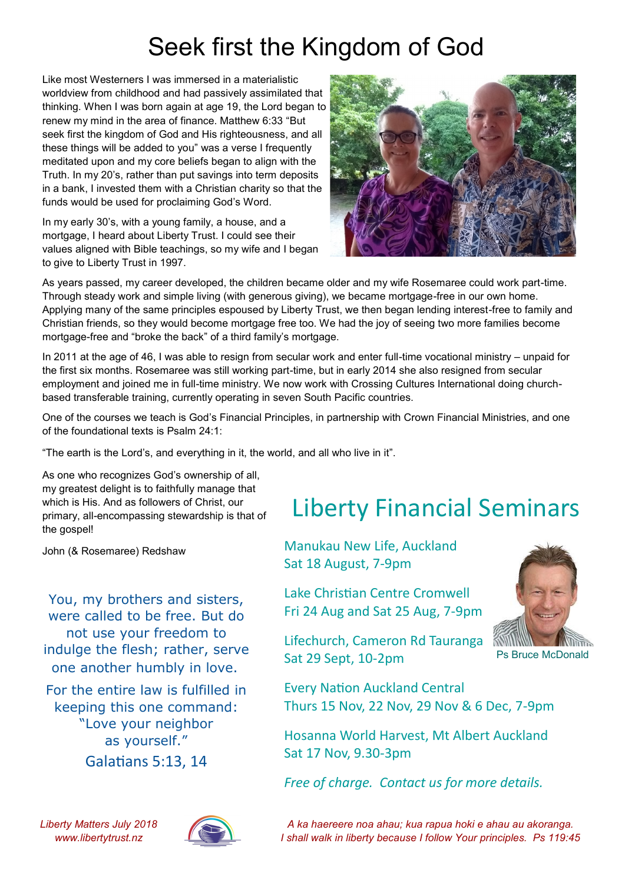# Seek first the Kingdom of God

Like most Westerners I was immersed in a materialistic worldview from childhood and had passively assimilated that thinking. When I was born again at age 19, the Lord began to renew my mind in the area of finance. Matthew 6:33 "But seek first the kingdom of God and His righteousness, and all these things will be added to you" was a verse I frequently meditated upon and my core beliefs began to align with the Truth. In my 20's, rather than put savings into term deposits in a bank, I invested them with a Christian charity so that the funds would be used for proclaiming God's Word.

In my early 30's, with a young family, a house, and a mortgage, I heard about Liberty Trust. I could see their values aligned with Bible teachings, so my wife and I began to give to Liberty Trust in 1997.

As years passed, my career developed, the children became older and my wife Rosemaree could work part-time. Through steady work and simple living (with generous giving), we became mortgage-free in our own home. Applying many of the same principles espoused by Liberty Trust, we then began lending interest-free to family and Christian friends, so they would become mortgage free too. We had the joy of seeing two more families become mortgage-free and "broke the back" of a third family's mortgage.

In 2011 at the age of 46, I was able to resign from secular work and enter full-time vocational ministry – unpaid for the first six months. Rosemaree was still working part-time, but in early 2014 she also resigned from secular employment and joined me in full-time ministry. We now work with Crossing Cultures International doing church-based transferable training, currently operating in seven South Pacific countries.

One of the courses we teach is God's Financial Principles, in partnership with Crown Financial Ministries, and one of the foundational texts is Psalm 24:1:

"The earth is the Lord's, and everything in it, the world, and all who live in it".

As one who recognizes God's ownership of all, my greatest delight is to faithfully manage that which is His. And as followers of Christ, our primary, all-encompassing stewardship is that of the gospel!

John (& Rosemaree) Redshaw

You, my brothers and sisters, were called to be free. But do not use your freedom to indulge the flesh; rather, serve one another humbly in love.

For the entire law is fulfilled in keeping this one command: "Love your neighbor as yourself."

Galatians 5:13, 14

# Liberty Financial Seminars

Manukau New Life, Auckland
Sat 18 August, 7-9pm

Lake Christian Centre Cromwell
Fri 24 Aug and Sat 25 Aug, 7-9pm

Lifechurch, Cameron Rd Tauranga
Sat 29 Sept, 10-2pm

Ps Bruce McDonald

Every Nation Auckland Central
Thurs 15 Nov, 22 Nov, 29 Nov & 6 Dec, 7-9pm

Hosanna World Harvest, Mt Albert Auckland
Sat 17 Nov, 9.30-3pm

*Free of charge. Contact us for more details.*

*Liberty Matters July 2018*
*www.libertytrust.nz*

*A ka haereere noa ahau; kua rapua hoki e ahau au akoranga.*
*I shall walk in liberty because I follow Your principles. Ps 119:45*